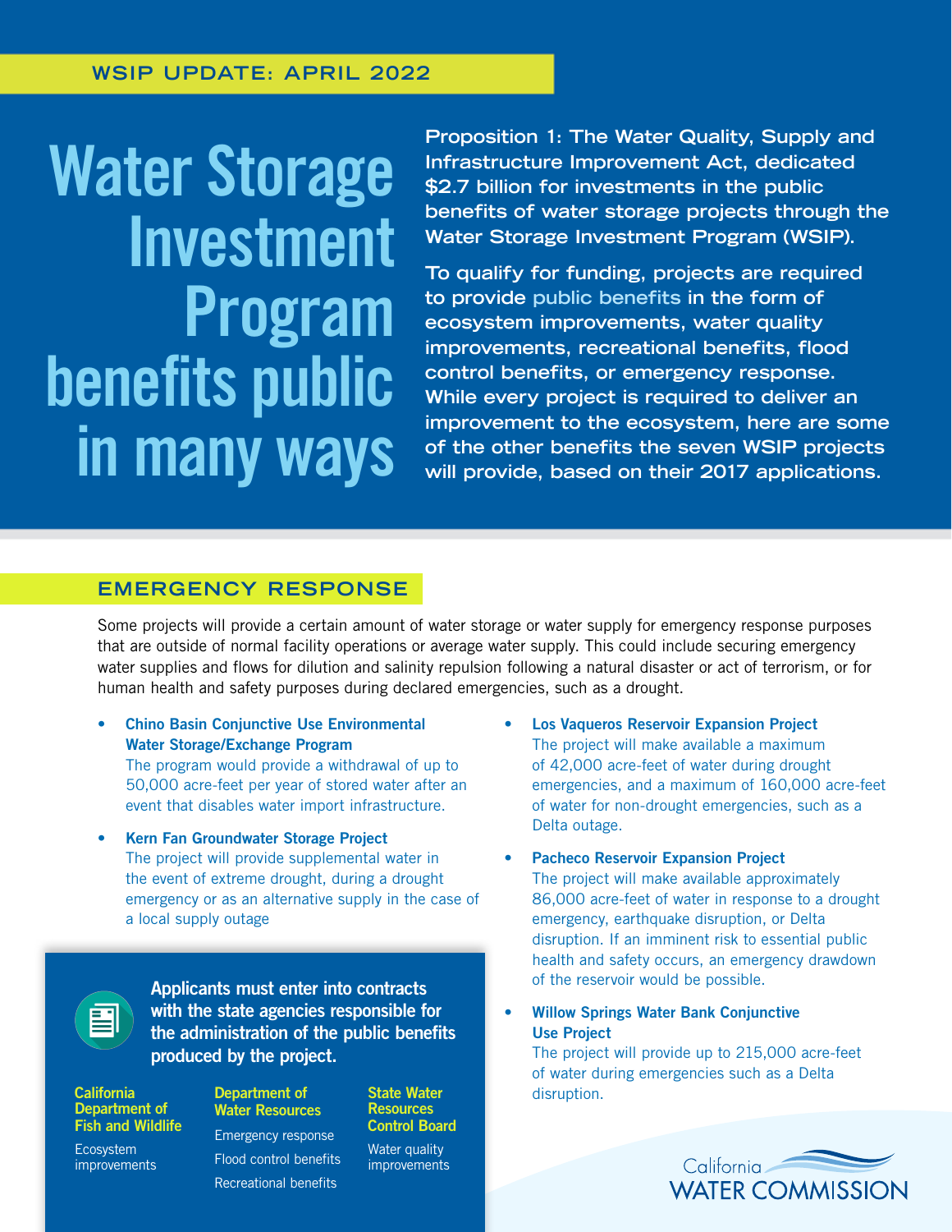WSIP UPDATE: APRIL 2022

# Water Storage Investment Program benefits public in many ways

**Proposition 1: The Water Quality, Supply and Infrastructure Improvement Act, dedicated $2.7 billion for investments in the public benefits of water storage projects through the Water Storage Investment Program (WSIP).**

**To qualify for funding, projects are required to provide public benefits in the form of ecosystem improvements, water quality improvements, recreational benefits, flood control benefits, or emergency response. While every project is required to deliver an improvement to the ecosystem, here are some of the other benefits the seven WSIP projects will provide, based on their 2017 applications.**

## EMERGENCY RESPONSE

Some projects will provide a certain amount of water storage or water supply for emergency response purposes that are outside of normal facility operations or average water supply. This could include securing emergency water supplies and flows for dilution and salinity repulsion following a natural disaster or act of terrorism, or for human health and safety purposes during declared emergencies, such as a drought.

- **Chino Basin Conjunctive Use Environmental Water Storage/Exchange Program**
  The program would provide a withdrawal of up to 50,000 acre-feet per year of stored water after an event that disables water import infrastructure.

- **Kern Fan Groundwater Storage Project**
  The project will provide supplemental water in the event of extreme drought, during a drought emergency or as an alternative supply in the case of a local supply outage

- **Los Vaqueros Reservoir Expansion Project**
  The project will make available a maximum of 42,000 acre-feet of water during drought emergencies, and a maximum of 160,000 acre-feet of water for non-drought emergencies, such as a Delta outage.

- **Pacheco Reservoir Expansion Project**
  The project will make available approximately 86,000 acre-feet of water in response to a drought emergency, earthquake disruption, or Delta disruption. If an imminent risk to essential public health and safety occurs, an emergency drawdown of the reservoir would be possible.

- **Willow Springs Water Bank Conjunctive Use Project**
  The project will provide up to 215,000 acre-feet of water during emergencies such as a Delta disruption.

**Applicants must enter into contracts with the state agencies responsible for the administration of the public benefits produced by the project.**

**California Department of Fish and Wildlife**
Ecosystem improvements

**Department of Water Resources**
Emergency response
Flood control benefits
Recreational benefits

**State Water Resources Control Board**
Water quality improvements

California WATER COMMISSION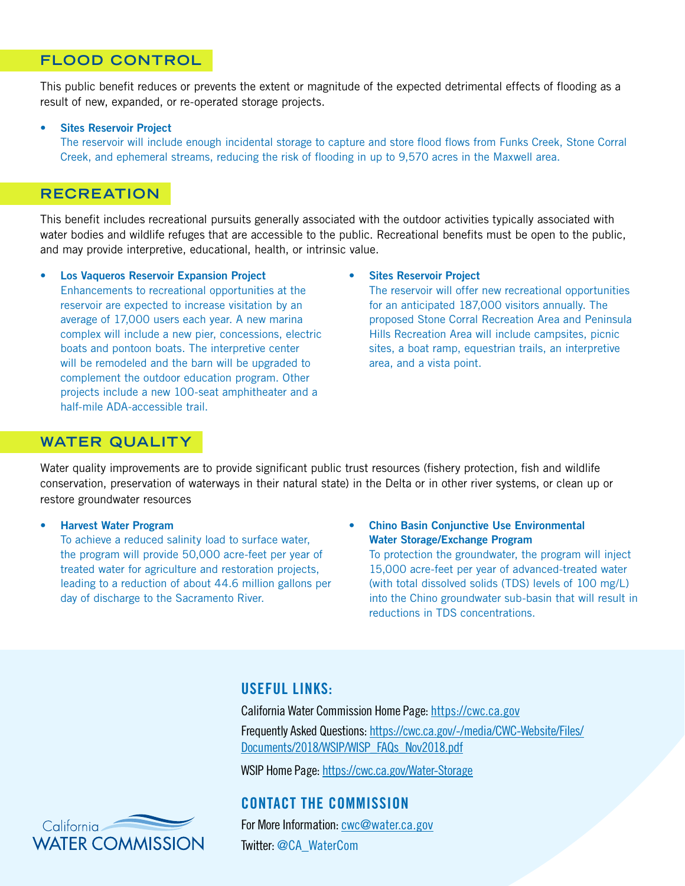## FLOOD CONTROL

This public benefit reduces or prevents the extent or magnitude of the expected detrimental effects of flooding as a result of new, expanded, or re-operated storage projects.

- **Sites Reservoir Project**
  The reservoir will include enough incidental storage to capture and store flood flows from Funks Creek, Stone Corral Creek, and ephemeral streams, reducing the risk of flooding in up to 9,570 acres in the Maxwell area.

## RECREATION

This benefit includes recreational pursuits generally associated with the outdoor activities typically associated with water bodies and wildlife refuges that are accessible to the public. Recreational benefits must be open to the public, and may provide interpretive, educational, health, or intrinsic value.

- **Los Vaqueros Reservoir Expansion Project**
  Enhancements to recreational opportunities at the reservoir are expected to increase visitation by an average of 17,000 users each year. A new marina complex will include a new pier, concessions, electric boats and pontoon boats. The interpretive center will be remodeled and the barn will be upgraded to complement the outdoor education program. Other projects include a new 100-seat amphitheater and a half-mile ADA-accessible trail.

- **Sites Reservoir Project**
  The reservoir will offer new recreational opportunities for an anticipated 187,000 visitors annually. The proposed Stone Corral Recreation Area and Peninsula Hills Recreation Area will include campsites, picnic sites, a boat ramp, equestrian trails, an interpretive area, and a vista point.

## WATER QUALITY

Water quality improvements are to provide significant public trust resources (fishery protection, fish and wildlife conservation, preservation of waterways in their natural state) in the Delta or in other river systems, or clean up or restore groundwater resources

- **Harvest Water Program**
  To achieve a reduced salinity load to surface water, the program will provide 50,000 acre-feet per year of treated water for agriculture and restoration projects, leading to a reduction of about 44.6 million gallons per day of discharge to the Sacramento River.

- **Chino Basin Conjunctive Use Environmental Water Storage/Exchange Program**
  To protection the groundwater, the program will inject 15,000 acre-feet per year of advanced-treated water (with total dissolved solids (TDS) levels of 100 mg/L) into the Chino groundwater sub-basin that will result in reductions in TDS concentrations.

### USEFUL LINKS:

California Water Commission Home Page: https://cwc.ca.gov

Frequently Asked Questions: https://cwc.ca.gov/-/media/CWC-Website/Files/Documents/2018/WSIP/WISP_FAQs_Nov2018.pdf

WSIP Home Page: https://cwc.ca.gov/Water-Storage

### CONTACT THE COMMISSION

For More Information: cwc@water.ca.gov

Twitter: @CA_WaterCom

California WATER COMMISSION